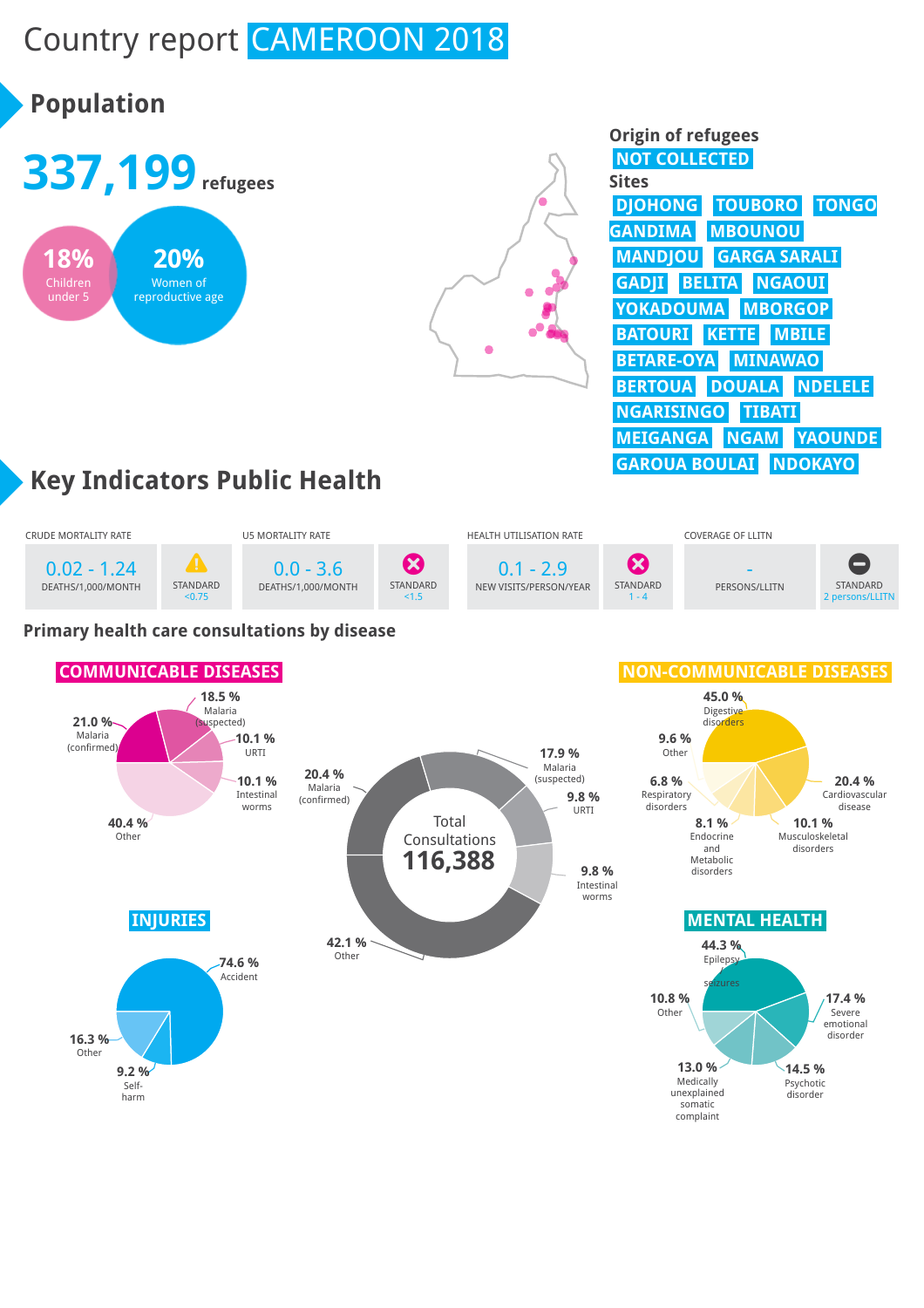# Country report CAMEROON 2018

## Population

**337,199** refugees

- **18%** Children under 5
- **20%** Women of reproductive age

**Origin of refugees**

NOT COLLECTED

**Sites**

DJOHONG, TOUBORO, TONGO GANDIMA, MBOUNOU, MANDJOU, GARGA SARALI, GADJI, BELITA, NGAOUI, YOKADOUMA, MBORGOP, BATOURI, KETTE, MBILE, BETARE-OYA, MINAWAO, BERTOUA, DOUALA, NDELELE, NGARISINGO, TIBATI, MEIGANGA, NGAM, YAOUNDE, GAROUA BOULAI, NDOKAYO

## Key Indicators Public Health

| CRUDE MORTALITY RATE | | U5 MORTALITY RATE | | HEALTH UTILISATION RATE | | COVERAGE OF LLITN | |
|---|---|---|---|---|---|---|---|
| 0.02 - 1.24 DEATHS/1,000/MONTH | STANDARD <0.75 | 0.0 - 3.6 DEATHS/1,000/MONTH | STANDARD <1.5 | 0.1 - 2.9 NEW VISITS/PERSON/YEAR | STANDARD 1 - 4 | - PERSONS/LLITN | STANDARD 2 persons/LLITN |

### Primary health care consultations by disease

**Total Consultations 116,388**

| Disease | % |
|---|---|
| Malaria (confirmed) | 20.4 % |
| Malaria (suspected) | 17.9 % |
| URTI | 9.8 % |
| Intestinal worms | 9.8 % |
| Other | 42.1 % |

**COMMUNICABLE DISEASES**

| Disease | % |
|---|---|
| Malaria (confirmed) | 21.0 % |
| Malaria (suspected) | 18.5 % |
| URTI | 10.1 % |
| Intestinal worms | 10.1 % |
| Other | 40.4 % |

**NON-COMMUNICABLE DISEASES**

| Disease | % |
|---|---|
| Digestive disorders | 45.0 % |
| Cardiovascular disease | 20.4 % |
| Musculoskeletal disorders | 10.1 % |
| Endocrine and Metabolic disorders | 8.1 % |
| Respiratory disorders | 6.8 % |
| Other | 9.6 % |

**INJURIES**

| Injury | % |
|---|---|
| Accident | 74.6 % |
| Self-harm | 9.2 % |
| Other | 16.3 % |

**MENTAL HEALTH**

| Condition | % |
|---|---|
| Epilepsy seizures | 44.3 % |
| Severe emotional disorder | 17.4 % |
| Psychotic disorder | 14.5 % |
| Medically unexplained somatic complaint | 13.0 % |
| Other | 10.8 % |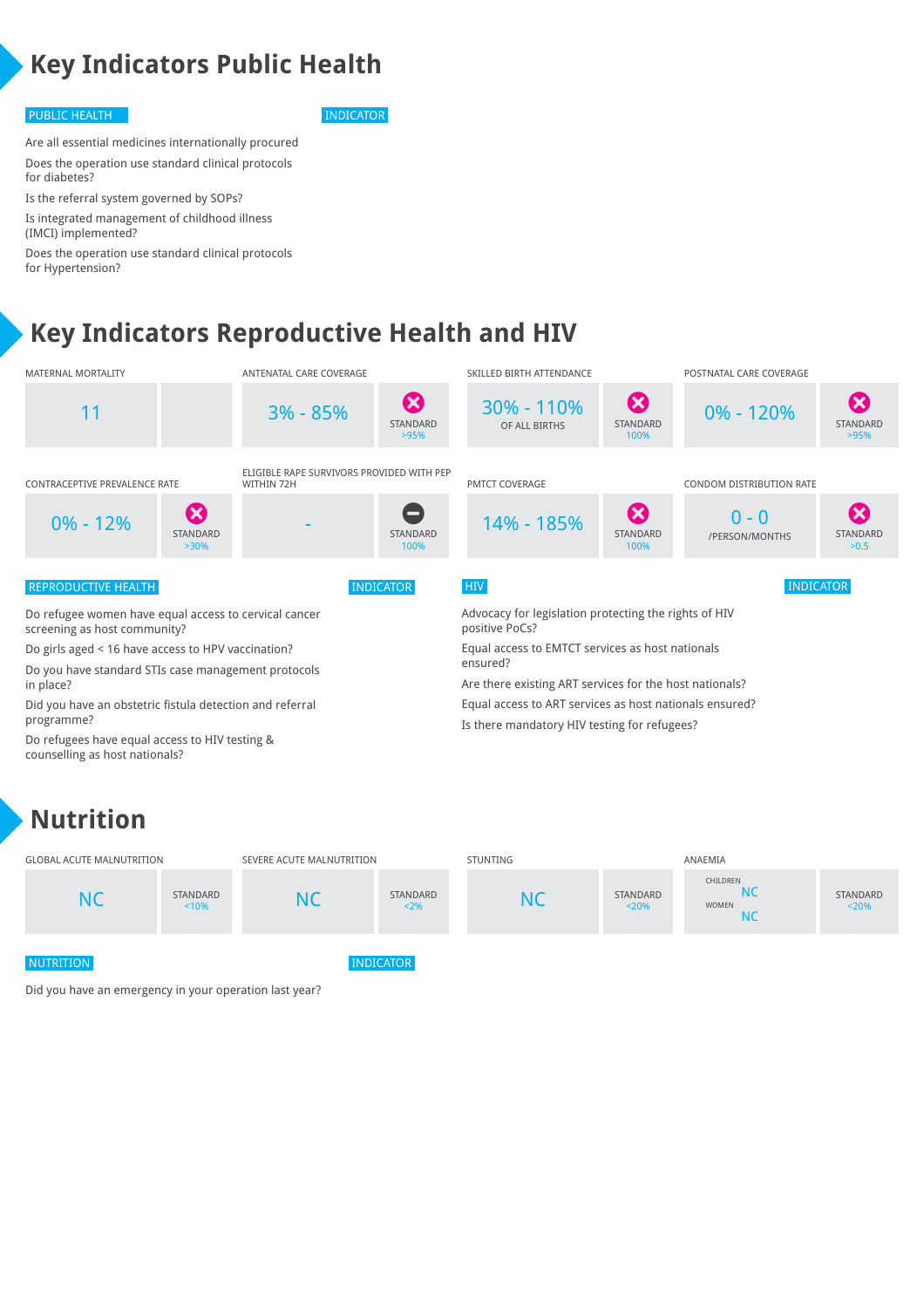# Key Indicators Public Health

| PUBLIC HEALTH | INDICATOR |
|---|---|
| Are all essential medicines internationally procured | |
| Does the operation use standard clinical protocols for diabetes? | |
| Is the referral system governed by SOPs? | |
| Is integrated management of childhood illness (IMCI) implemented? | |
| Does the operation use standard clinical protocols for Hypertension? | |

# Key Indicators Reproductive Health and HIV

| Indicator | Value | Standard |
|---|---|---|
| MATERNAL MORTALITY | 11 | |
| ANTENATAL CARE COVERAGE | 3% - 85% | ✗ STANDARD >95% |
| SKILLED BIRTH ATTENDANCE | 30% - 110% OF ALL BIRTHS | ✗ STANDARD 100% |
| POSTNATAL CARE COVERAGE | 0% - 120% | ✗ STANDARD >95% |
| CONTRACEPTIVE PREVALENCE RATE | 0% - 12% | ✗ STANDARD >30% |
| ELIGIBLE RAPE SURVIVORS PROVIDED WITH PEP WITHIN 72H | - | – STANDARD 100% |
| PMTCT COVERAGE | 14% - 185% | ✗ STANDARD 100% |
| CONDOM DISTRIBUTION RATE | 0 - 0 /PERSON/MONTHS | ✗ STANDARD >0.5 |

| REPRODUCTIVE HEALTH | INDICATOR |
|---|---|
| Do refugee women have equal access to cervical cancer screening as host community? | |
| Do girls aged < 16 have access to HPV vaccination? | |
| Do you have standard STIs case management protocols in place? | |
| Did you have an obstetric fistula detection and referral programme? | |
| Do refugees have equal access to HIV testing & counselling as host nationals? | |

| HIV | INDICATOR |
|---|---|
| Advocacy for legislation protecting the rights of HIV positive PoCs? | |
| Equal access to EMTCT services as host nationals ensured? | |
| Are there existing ART services for the host nationals? | |
| Equal access to ART services as host nationals ensured? | |
| Is there mandatory HIV testing for refugees? | |

# Nutrition

| Indicator | Value | Standard |
|---|---|---|
| GLOBAL ACUTE MALNUTRITION | NC | STANDARD <10% |
| SEVERE ACUTE MALNUTRITION | NC | STANDARD <2% |
| STUNTING | NC | STANDARD <20% |
| ANAEMIA | CHILDREN NC; WOMEN NC | STANDARD <20% |

| NUTRITION | INDICATOR |
|---|---|
| Did you have an emergency in your operation last year? | |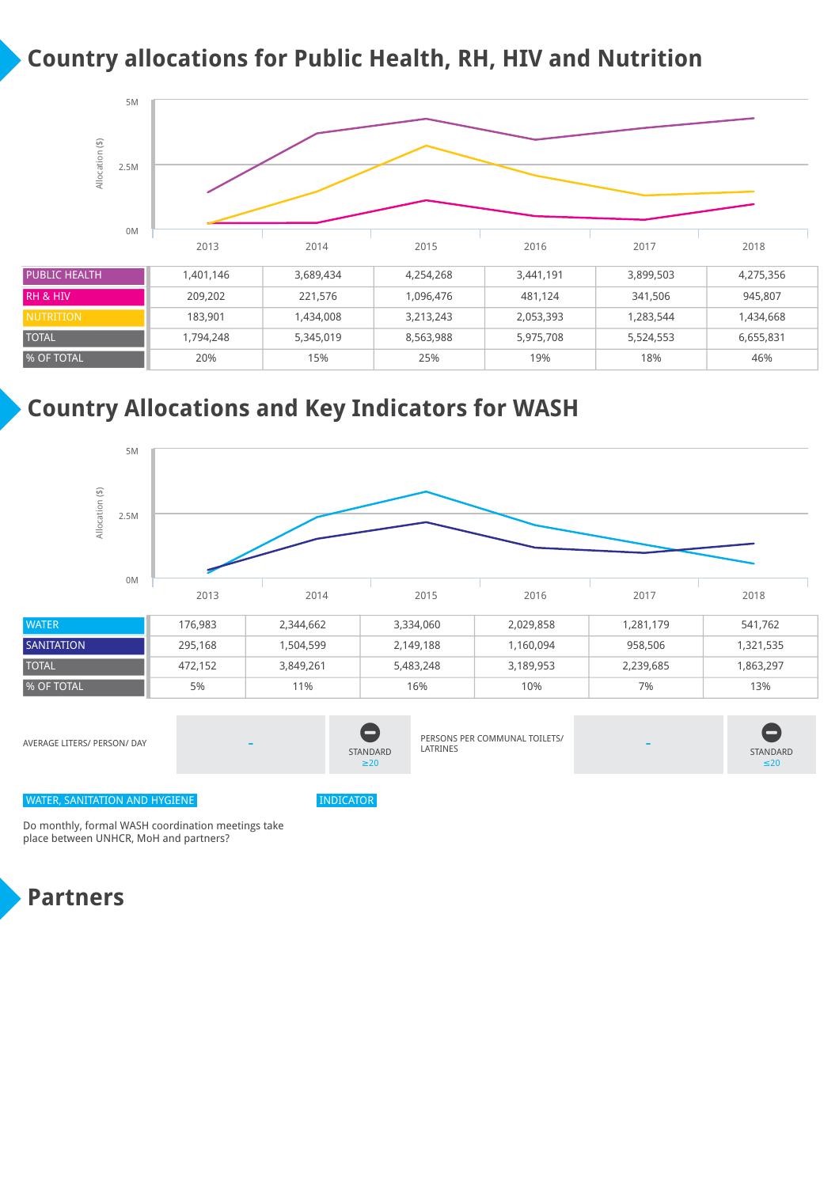## Country allocations for Public Health, RH, HIV and Nutrition

5M
2.5M
0M
Allocation ($)
2013 2014 2015 2016 2017 2018

| | 2013 | 2014 | 2015 | 2016 | 2017 | 2018 |
|---|---|---|---|---|---|---|
| PUBLIC HEALTH | 1,401,146 | 3,689,434 | 4,254,268 | 3,441,191 | 3,899,503 | 4,275,356 |
| RH & HIV | 209,202 | 221,576 | 1,096,476 | 481,124 | 341,506 | 945,807 |
| NUTRITION | 183,901 | 1,434,008 | 3,213,243 | 2,053,393 | 1,283,544 | 1,434,668 |
| TOTAL | 1,794,248 | 5,345,019 | 8,563,988 | 5,975,708 | 5,524,553 | 6,655,831 |
| % OF TOTAL | 20% | 15% | 25% | 19% | 18% | 46% |

## Country Allocations and Key Indicators for WASH

5M
2.5M
0M
Allocation ($)
2013 2014 2015 2016 2017 2018

| | 2013 | 2014 | 2015 | 2016 | 2017 | 2018 |
|---|---|---|---|---|---|---|
| WATER | 176,983 | 2,344,662 | 3,334,060 | 2,029,858 | 1,281,179 | 541,762 |
| SANITATION | 295,168 | 1,504,599 | 2,149,188 | 1,160,094 | 958,506 | 1,321,535 |
| TOTAL | 472,152 | 3,849,261 | 5,483,248 | 3,189,953 | 2,239,685 | 1,863,297 |
| % OF TOTAL | 5% | 11% | 16% | 10% | 7% | 13% |

| | | | | | |
|---|---|---|---|---|---|
| AVERAGE LITERS/ PERSON/ DAY | - | STANDARD ≥20 | PERSONS PER COMMUNAL TOILETS/ LATRINES | - | STANDARD ≤20 |

| WATER, SANITATION AND HYGIENE | INDICATOR |
|---|---|
| Do monthly, formal WASH coordination meetings take place between UNHCR, MoH and partners? | |

## Partners